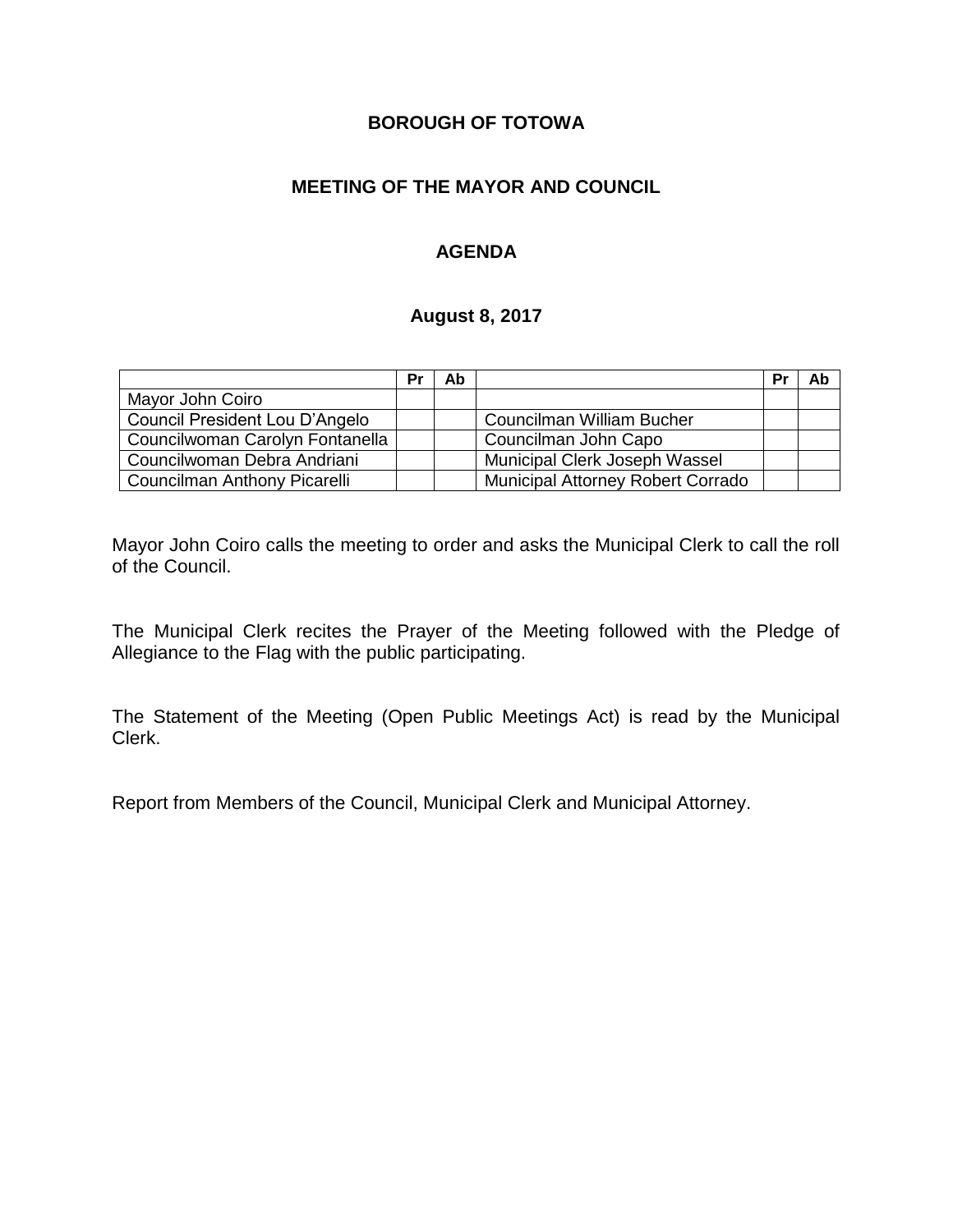**BOROUGH OF TOTOWA**

**MEETING OF THE MAYOR AND COUNCIL**

**AGENDA**

**August 8, 2017**

| | Pr | Ab | | Pr | Ab |
|---|---|---|---|---|---|
| Mayor John Coiro | | | | | |
| Council President Lou D'Angelo | | | Councilman William Bucher | | |
| Councilwoman Carolyn Fontanella | | | Councilman John Capo | | |
| Councilwoman Debra Andriani | | | Municipal Clerk Joseph Wassel | | |
| Councilman Anthony Picarelli | | | Municipal Attorney Robert Corrado | | |

Mayor John Coiro calls the meeting to order and asks the Municipal Clerk to call the roll of the Council.

The Municipal Clerk recites the Prayer of the Meeting followed with the Pledge of Allegiance to the Flag with the public participating.

The Statement of the Meeting (Open Public Meetings Act) is read by the Municipal Clerk.

Report from Members of the Council, Municipal Clerk and Municipal Attorney.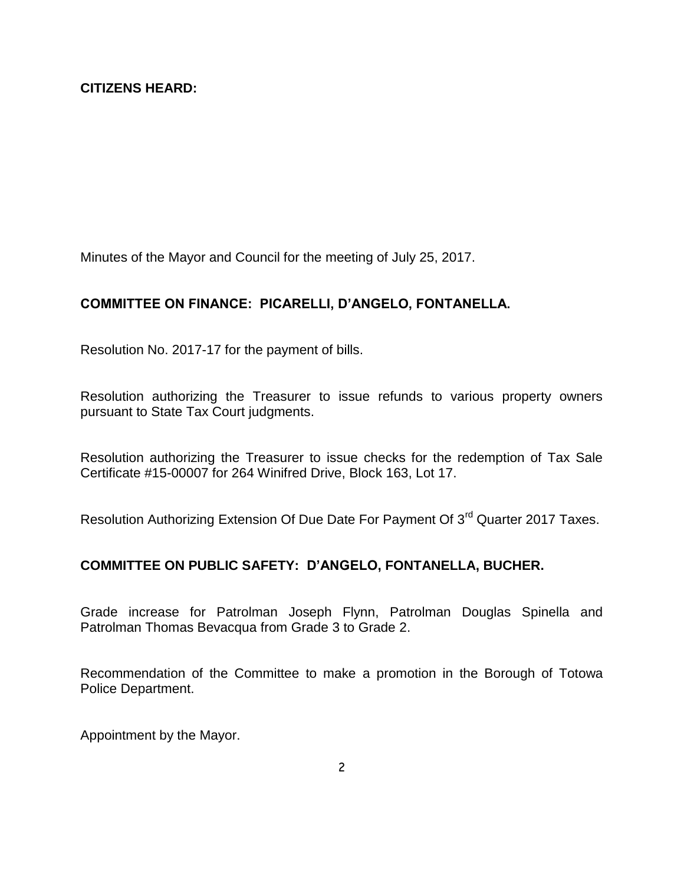**CITIZENS HEARD:**

Minutes of the Mayor and Council for the meeting of July 25, 2017.

**COMMITTEE ON FINANCE: PICARELLI, D'ANGELO, FONTANELLA.**

Resolution No. 2017-17 for the payment of bills.

Resolution authorizing the Treasurer to issue refunds to various property owners pursuant to State Tax Court judgments.

Resolution authorizing the Treasurer to issue checks for the redemption of Tax Sale Certificate #15-00007 for 264 Winifred Drive, Block 163, Lot 17.

Resolution Authorizing Extension Of Due Date For Payment Of 3rd Quarter 2017 Taxes.

**COMMITTEE ON PUBLIC SAFETY: D'ANGELO, FONTANELLA, BUCHER.**

Grade increase for Patrolman Joseph Flynn, Patrolman Douglas Spinella and Patrolman Thomas Bevacqua from Grade 3 to Grade 2.

Recommendation of the Committee to make a promotion in the Borough of Totowa Police Department.

Appointment by the Mayor.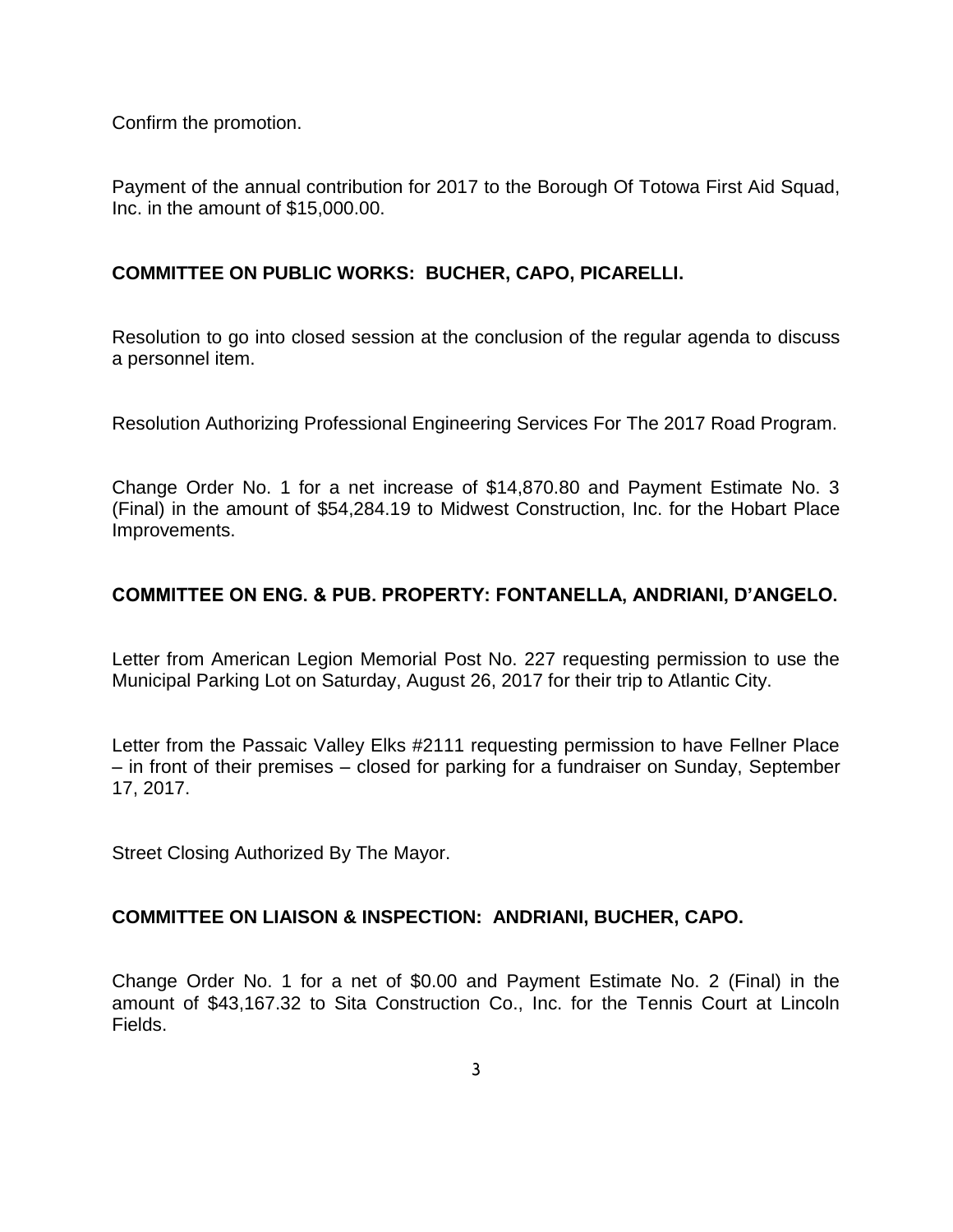Confirm the promotion.

Payment of the annual contribution for 2017 to the Borough Of Totowa First Aid Squad, Inc. in the amount of $15,000.00.

**COMMITTEE ON PUBLIC WORKS: BUCHER, CAPO, PICARELLI.**

Resolution to go into closed session at the conclusion of the regular agenda to discuss a personnel item.

Resolution Authorizing Professional Engineering Services For The 2017 Road Program.

Change Order No. 1 for a net increase of $14,870.80 and Payment Estimate No. 3 (Final) in the amount of $54,284.19 to Midwest Construction, Inc. for the Hobart Place Improvements.

**COMMITTEE ON ENG. & PUB. PROPERTY: FONTANELLA, ANDRIANI, D'ANGELO.**

Letter from American Legion Memorial Post No. 227 requesting permission to use the Municipal Parking Lot on Saturday, August 26, 2017 for their trip to Atlantic City.

Letter from the Passaic Valley Elks #2111 requesting permission to have Fellner Place – in front of their premises – closed for parking for a fundraiser on Sunday, September 17, 2017.

Street Closing Authorized By The Mayor.

**COMMITTEE ON LIAISON & INSPECTION: ANDRIANI, BUCHER, CAPO.**

Change Order No. 1 for a net of $0.00 and Payment Estimate No. 2 (Final) in the amount of $43,167.32 to Sita Construction Co., Inc. for the Tennis Court at Lincoln Fields.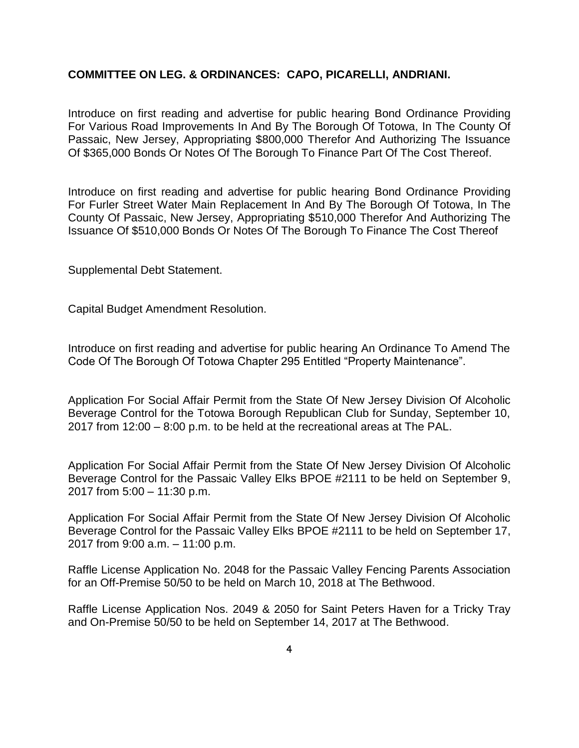**COMMITTEE ON LEG. & ORDINANCES: CAPO, PICARELLI, ANDRIANI.**

Introduce on first reading and advertise for public hearing Bond Ordinance Providing For Various Road Improvements In And By The Borough Of Totowa, In The County Of Passaic, New Jersey, Appropriating $800,000 Therefor And Authorizing The Issuance Of $365,000 Bonds Or Notes Of The Borough To Finance Part Of The Cost Thereof.

Introduce on first reading and advertise for public hearing Bond Ordinance Providing For Furler Street Water Main Replacement In And By The Borough Of Totowa, In The County Of Passaic, New Jersey, Appropriating $510,000 Therefor And Authorizing The Issuance Of $510,000 Bonds Or Notes Of The Borough To Finance The Cost Thereof

Supplemental Debt Statement.

Capital Budget Amendment Resolution.

Introduce on first reading and advertise for public hearing An Ordinance To Amend The Code Of The Borough Of Totowa Chapter 295 Entitled "Property Maintenance".

Application For Social Affair Permit from the State Of New Jersey Division Of Alcoholic Beverage Control for the Totowa Borough Republican Club for Sunday, September 10, 2017 from 12:00 – 8:00 p.m. to be held at the recreational areas at The PAL.

Application For Social Affair Permit from the State Of New Jersey Division Of Alcoholic Beverage Control for the Passaic Valley Elks BPOE #2111 to be held on September 9, 2017 from 5:00 – 11:30 p.m.

Application For Social Affair Permit from the State Of New Jersey Division Of Alcoholic Beverage Control for the Passaic Valley Elks BPOE #2111 to be held on September 17, 2017 from 9:00 a.m. – 11:00 p.m.

Raffle License Application No. 2048 for the Passaic Valley Fencing Parents Association for an Off-Premise 50/50 to be held on March 10, 2018 at The Bethwood.

Raffle License Application Nos. 2049 & 2050 for Saint Peters Haven for a Tricky Tray and On-Premise 50/50 to be held on September 14, 2017 at The Bethwood.